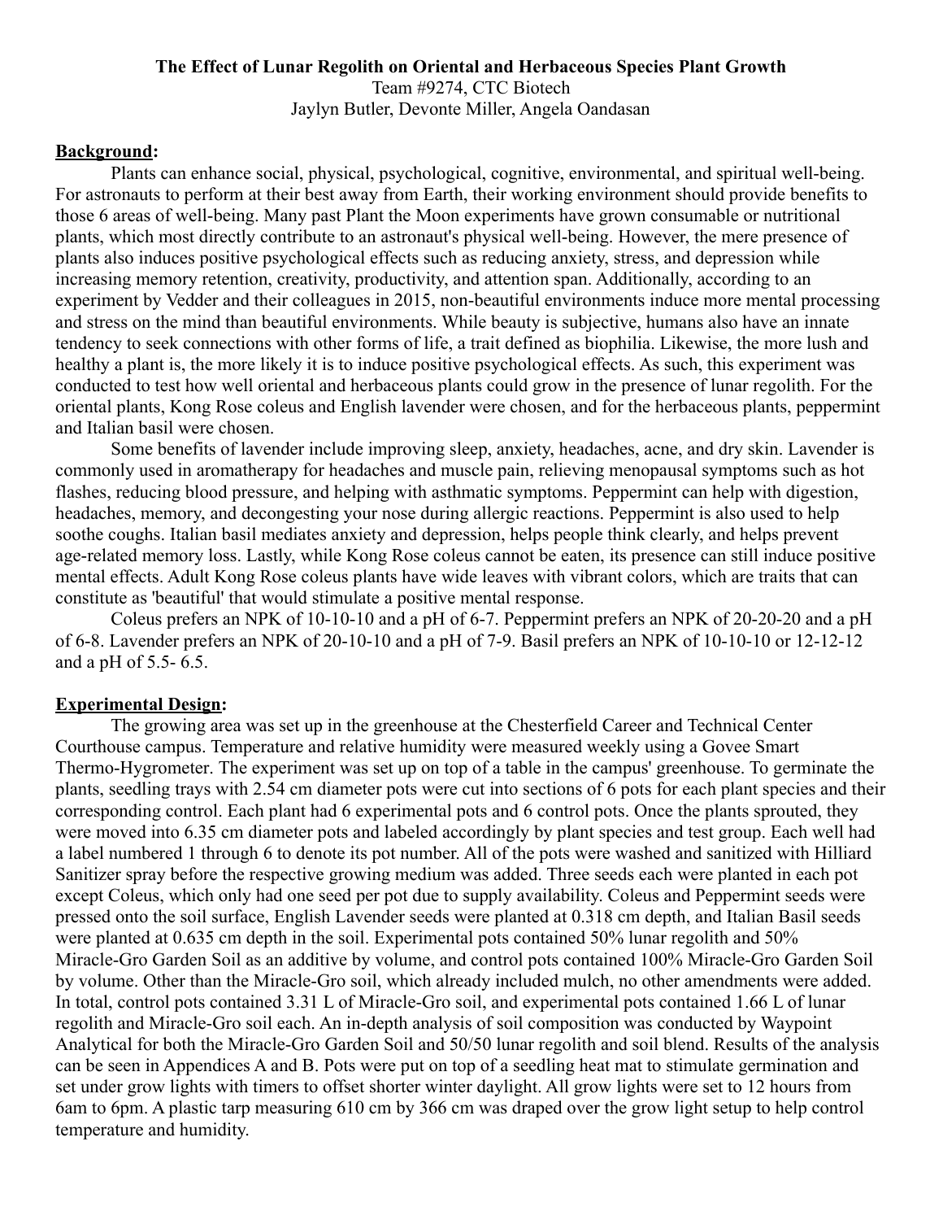**The Effect of Lunar Regolith on Oriental and Herbaceous Species Plant Growth**

Team #9274, CTC Biotech

Jaylyn Butler, Devonte Miller, Angela Oandasan

## Background:

Plants can enhance social, physical, psychological, cognitive, environmental, and spiritual well-being. For astronauts to perform at their best away from Earth, their working environment should provide benefits to those 6 areas of well-being. Many past Plant the Moon experiments have grown consumable or nutritional plants, which most directly contribute to an astronaut's physical well-being. However, the mere presence of plants also induces positive psychological effects such as reducing anxiety, stress, and depression while increasing memory retention, creativity, productivity, and attention span. Additionally, according to an experiment by Vedder and their colleagues in 2015, non-beautiful environments induce more mental processing and stress on the mind than beautiful environments. While beauty is subjective, humans also have an innate tendency to seek connections with other forms of life, a trait defined as biophilia. Likewise, the more lush and healthy a plant is, the more likely it is to induce positive psychological effects. As such, this experiment was conducted to test how well oriental and herbaceous plants could grow in the presence of lunar regolith. For the oriental plants, Kong Rose coleus and English lavender were chosen, and for the herbaceous plants, peppermint and Italian basil were chosen.

Some benefits of lavender include improving sleep, anxiety, headaches, acne, and dry skin. Lavender is commonly used in aromatherapy for headaches and muscle pain, relieving menopausal symptoms such as hot flashes, reducing blood pressure, and helping with asthmatic symptoms. Peppermint can help with digestion, headaches, memory, and decongesting your nose during allergic reactions. Peppermint is also used to help soothe coughs. Italian basil mediates anxiety and depression, helps people think clearly, and helps prevent age-related memory loss. Lastly, while Kong Rose coleus cannot be eaten, its presence can still induce positive mental effects. Adult Kong Rose coleus plants have wide leaves with vibrant colors, which are traits that can constitute as 'beautiful' that would stimulate a positive mental response.

Coleus prefers an NPK of 10-10-10 and a pH of 6-7. Peppermint prefers an NPK of 20-20-20 and a pH of 6-8. Lavender prefers an NPK of 20-10-10 and a pH of 7-9. Basil prefers an NPK of 10-10-10 or 12-12-12 and a pH of 5.5- 6.5.

## Experimental Design:

The growing area was set up in the greenhouse at the Chesterfield Career and Technical Center Courthouse campus. Temperature and relative humidity were measured weekly using a Govee Smart Thermo-Hygrometer. The experiment was set up on top of a table in the campus' greenhouse. To germinate the plants, seedling trays with 2.54 cm diameter pots were cut into sections of 6 pots for each plant species and their corresponding control. Each plant had 6 experimental pots and 6 control pots. Once the plants sprouted, they were moved into 6.35 cm diameter pots and labeled accordingly by plant species and test group. Each well had a label numbered 1 through 6 to denote its pot number. All of the pots were washed and sanitized with Hilliard Sanitizer spray before the respective growing medium was added. Three seeds each were planted in each pot except Coleus, which only had one seed per pot due to supply availability. Coleus and Peppermint seeds were pressed onto the soil surface, English Lavender seeds were planted at 0.318 cm depth, and Italian Basil seeds were planted at 0.635 cm depth in the soil. Experimental pots contained 50% lunar regolith and 50% Miracle-Gro Garden Soil as an additive by volume, and control pots contained 100% Miracle-Gro Garden Soil by volume. Other than the Miracle-Gro soil, which already included mulch, no other amendments were added. In total, control pots contained 3.31 L of Miracle-Gro soil, and experimental pots contained 1.66 L of lunar regolith and Miracle-Gro soil each. An in-depth analysis of soil composition was conducted by Waypoint Analytical for both the Miracle-Gro Garden Soil and 50/50 lunar regolith and soil blend. Results of the analysis can be seen in Appendices A and B. Pots were put on top of a seedling heat mat to stimulate germination and set under grow lights with timers to offset shorter winter daylight. All grow lights were set to 12 hours from 6am to 6pm. A plastic tarp measuring 610 cm by 366 cm was draped over the grow light setup to help control temperature and humidity.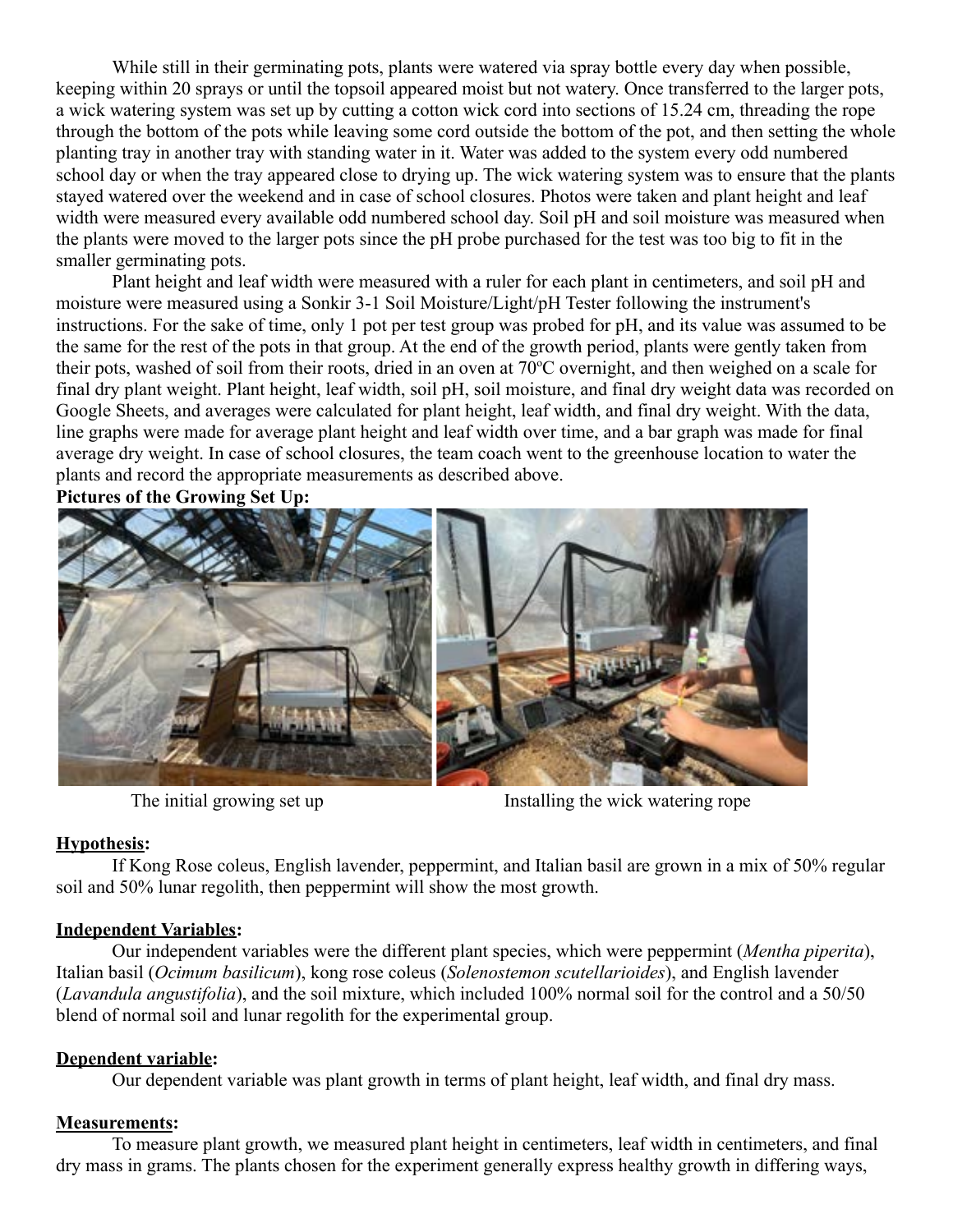While still in their germinating pots, plants were watered via spray bottle every day when possible, keeping within 20 sprays or until the topsoil appeared moist but not watery. Once transferred to the larger pots, a wick watering system was set up by cutting a cotton wick cord into sections of 15.24 cm, threading the rope through the bottom of the pots while leaving some cord outside the bottom of the pot, and then setting the whole planting tray in another tray with standing water in it. Water was added to the system every odd numbered school day or when the tray appeared close to drying up. The wick watering system was to ensure that the plants stayed watered over the weekend and in case of school closures. Photos were taken and plant height and leaf width were measured every available odd numbered school day. Soil pH and soil moisture was measured when the plants were moved to the larger pots since the pH probe purchased for the test was too big to fit in the smaller germinating pots.

Plant height and leaf width were measured with a ruler for each plant in centimeters, and soil pH and moisture were measured using a Sonkir 3-1 Soil Moisture/Light/pH Tester following the instrument's instructions. For the sake of time, only 1 pot per test group was probed for pH, and its value was assumed to be the same for the rest of the pots in that group. At the end of the growth period, plants were gently taken from their pots, washed of soil from their roots, dried in an oven at 70ºC overnight, and then weighed on a scale for final dry plant weight. Plant height, leaf width, soil pH, soil moisture, and final dry weight data was recorded on Google Sheets, and averages were calculated for plant height, leaf width, and final dry weight. With the data, line graphs were made for average plant height and leaf width over time, and a bar graph was made for final average dry weight. In case of school closures, the team coach went to the greenhouse location to water the plants and record the appropriate measurements as described above.

**Pictures of the Growing Set Up:**

The initial growing set up

Installing the wick watering rope

**Hypothesis:**

If Kong Rose coleus, English lavender, peppermint, and Italian basil are grown in a mix of 50% regular soil and 50% lunar regolith, then peppermint will show the most growth.

**Independent Variables:**

Our independent variables were the different plant species, which were peppermint (*Mentha piperita*), Italian basil (*Ocimum basilicum*), kong rose coleus (*Solenostemon scutellarioides*), and English lavender (*Lavandula angustifolia*), and the soil mixture, which included 100% normal soil for the control and a 50/50 blend of normal soil and lunar regolith for the experimental group.

**Dependent variable:**

Our dependent variable was plant growth in terms of plant height, leaf width, and final dry mass.

**Measurements:**

To measure plant growth, we measured plant height in centimeters, leaf width in centimeters, and final dry mass in grams. The plants chosen for the experiment generally express healthy growth in differing ways,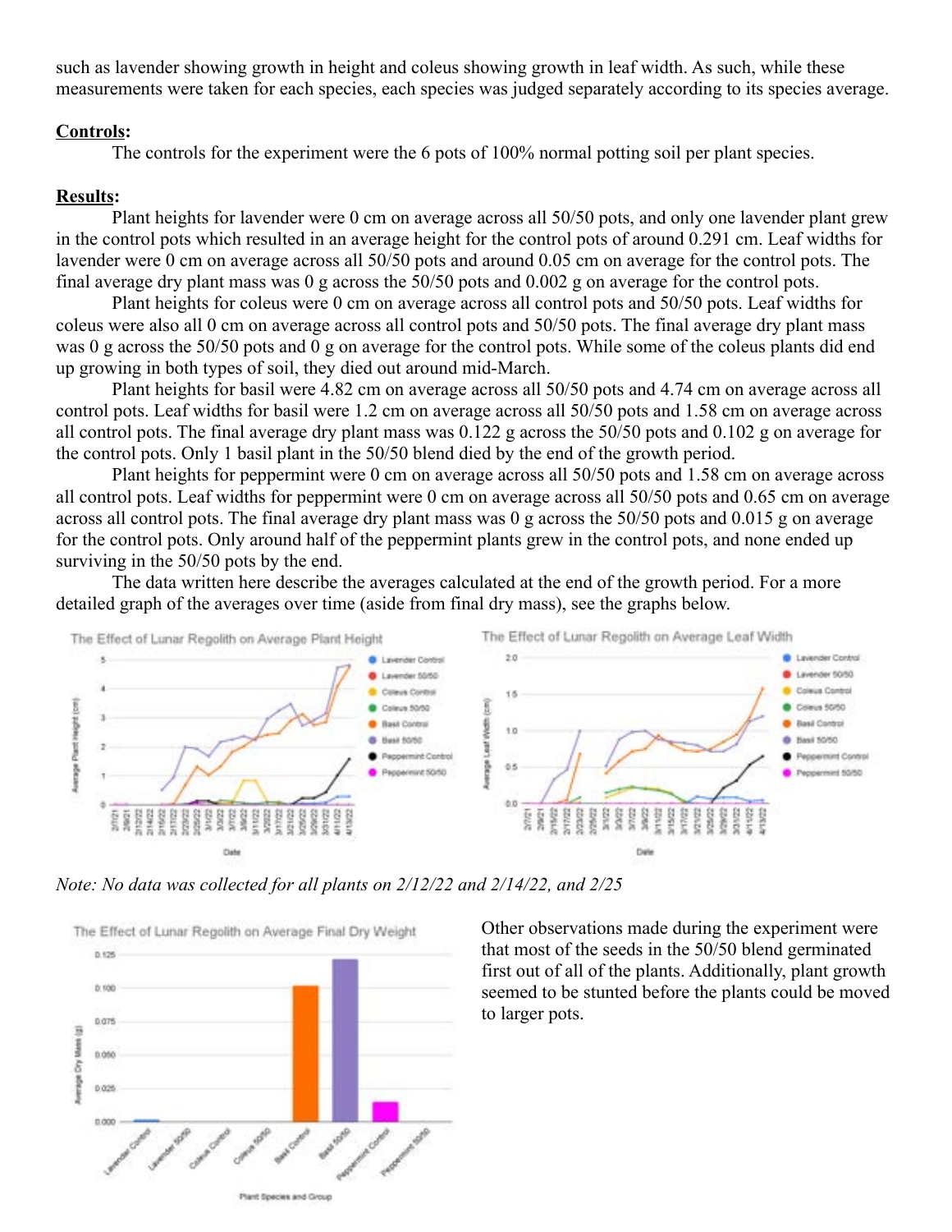such as lavender showing growth in height and coleus showing growth in leaf width. As such, while these measurements were taken for each species, each species was judged separately according to its species average.

**Controls:**

The controls for the experiment were the 6 pots of 100% normal potting soil per plant species.

**Results:**

Plant heights for lavender were 0 cm on average across all 50/50 pots, and only one lavender plant grew in the control pots which resulted in an average height for the control pots of around 0.291 cm. Leaf widths for lavender were 0 cm on average across all 50/50 pots and around 0.05 cm on average for the control pots. The final average dry plant mass was 0 g across the 50/50 pots and 0.002 g on average for the control pots.

Plant heights for coleus were 0 cm on average across all control pots and 50/50 pots. Leaf widths for coleus were also all 0 cm on average across all control pots and 50/50 pots. The final average dry plant mass was 0 g across the 50/50 pots and 0 g on average for the control pots. While some of the coleus plants did end up growing in both types of soil, they died out around mid-March.

Plant heights for basil were 4.82 cm on average across all 50/50 pots and 4.74 cm on average across all control pots. Leaf widths for basil were 1.2 cm on average across all 50/50 pots and 1.58 cm on average across all control pots. The final average dry plant mass was 0.122 g across the 50/50 pots and 0.102 g on average for the control pots. Only 1 basil plant in the 50/50 blend died by the end of the growth period.

Plant heights for peppermint were 0 cm on average across all 50/50 pots and 1.58 cm on average across all control pots. Leaf widths for peppermint were 0 cm on average across all 50/50 pots and 0.65 cm on average across all control pots. The final average dry plant mass was 0 g across the 50/50 pots and 0.015 g on average for the control pots. Only around half of the peppermint plants grew in the control pots, and none ended up surviving in the 50/50 pots by the end.

The data written here describe the averages calculated at the end of the growth period. For a more detailed graph of the averages over time (aside from final dry mass), see the graphs below.

*Note: No data was collected for all plants on 2/12/22 and 2/14/22, and 2/25*

Other observations made during the experiment were that most of the seeds in the 50/50 blend germinated first out of all of the plants. Additionally, plant growth seemed to be stunted before the plants could be moved to larger pots.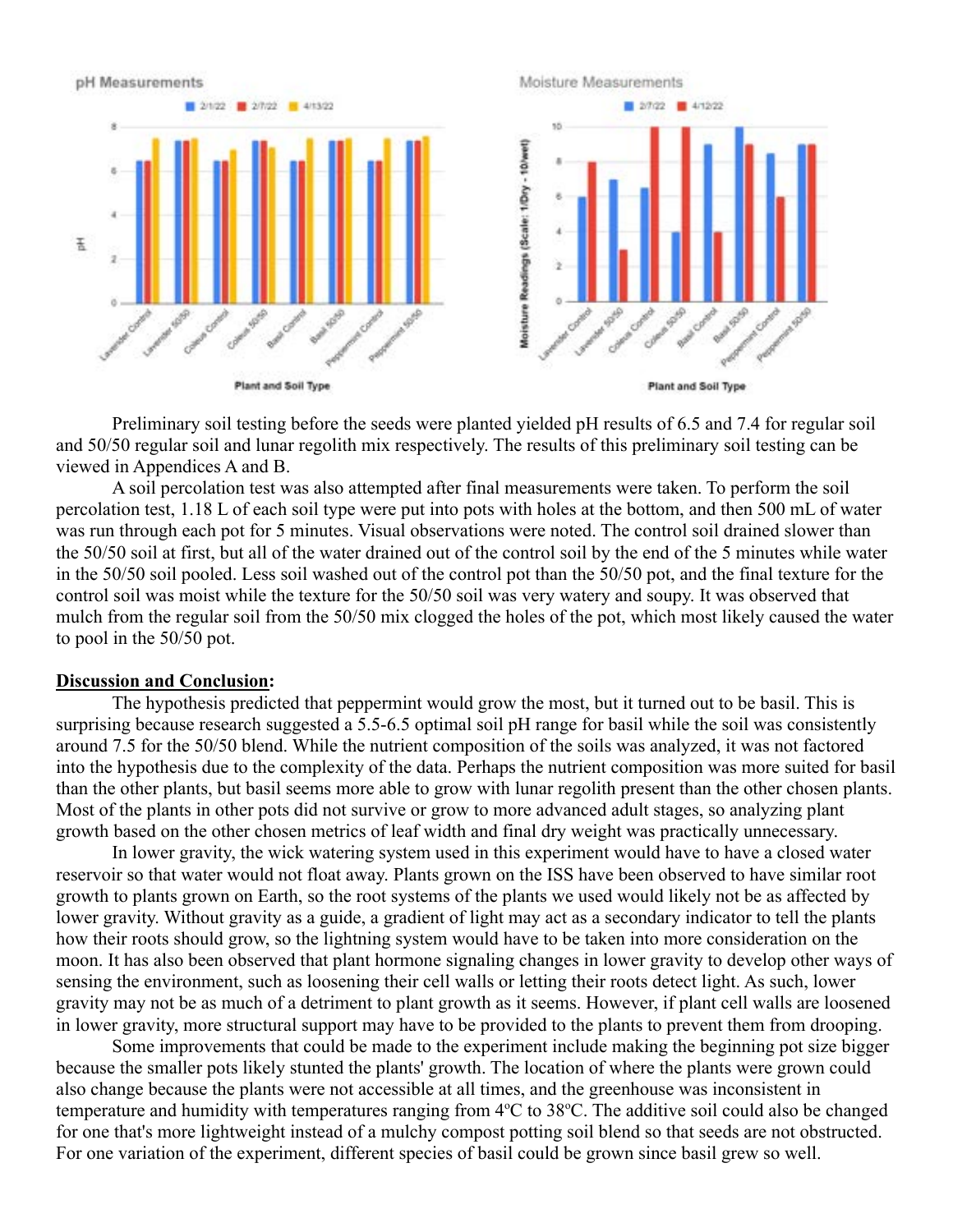Preliminary soil testing before the seeds were planted yielded pH results of 6.5 and 7.4 for regular soil and 50/50 regular soil and lunar regolith mix respectively. The results of this preliminary soil testing can be viewed in Appendices A and B.

A soil percolation test was also attempted after final measurements were taken. To perform the soil percolation test, 1.18 L of each soil type were put into pots with holes at the bottom, and then 500 mL of water was run through each pot for 5 minutes. Visual observations were noted. The control soil drained slower than the 50/50 soil at first, but all of the water drained out of the control soil by the end of the 5 minutes while water in the 50/50 soil pooled. Less soil washed out of the control pot than the 50/50 pot, and the final texture for the control soil was moist while the texture for the 50/50 soil was very watery and soupy. It was observed that mulch from the regular soil from the 50/50 mix clogged the holes of the pot, which most likely caused the water to pool in the 50/50 pot.

**Discussion and Conclusion:**

The hypothesis predicted that peppermint would grow the most, but it turned out to be basil. This is surprising because research suggested a 5.5-6.5 optimal soil pH range for basil while the soil was consistently around 7.5 for the 50/50 blend. While the nutrient composition of the soils was analyzed, it was not factored into the hypothesis due to the complexity of the data. Perhaps the nutrient composition was more suited for basil than the other plants, but basil seems more able to grow with lunar regolith present than the other chosen plants. Most of the plants in other pots did not survive or grow to more advanced adult stages, so analyzing plant growth based on the other chosen metrics of leaf width and final dry weight was practically unnecessary.

In lower gravity, the wick watering system used in this experiment would have to have a closed water reservoir so that water would not float away. Plants grown on the ISS have been observed to have similar root growth to plants grown on Earth, so the root systems of the plants we used would likely not be as affected by lower gravity. Without gravity as a guide, a gradient of light may act as a secondary indicator to tell the plants how their roots should grow, so the lightning system would have to be taken into more consideration on the moon. It has also been observed that plant hormone signaling changes in lower gravity to develop other ways of sensing the environment, such as loosening their cell walls or letting their roots detect light. As such, lower gravity may not be as much of a detriment to plant growth as it seems. However, if plant cell walls are loosened in lower gravity, more structural support may have to be provided to the plants to prevent them from drooping.

Some improvements that could be made to the experiment include making the beginning pot size bigger because the smaller pots likely stunted the plants' growth. The location of where the plants were grown could also change because the plants were not accessible at all times, and the greenhouse was inconsistent in temperature and humidity with temperatures ranging from 4ºC to 38ºC. The additive soil could also be changed for one that's more lightweight instead of a mulchy compost potting soil blend so that seeds are not obstructed. For one variation of the experiment, different species of basil could be grown since basil grew so well.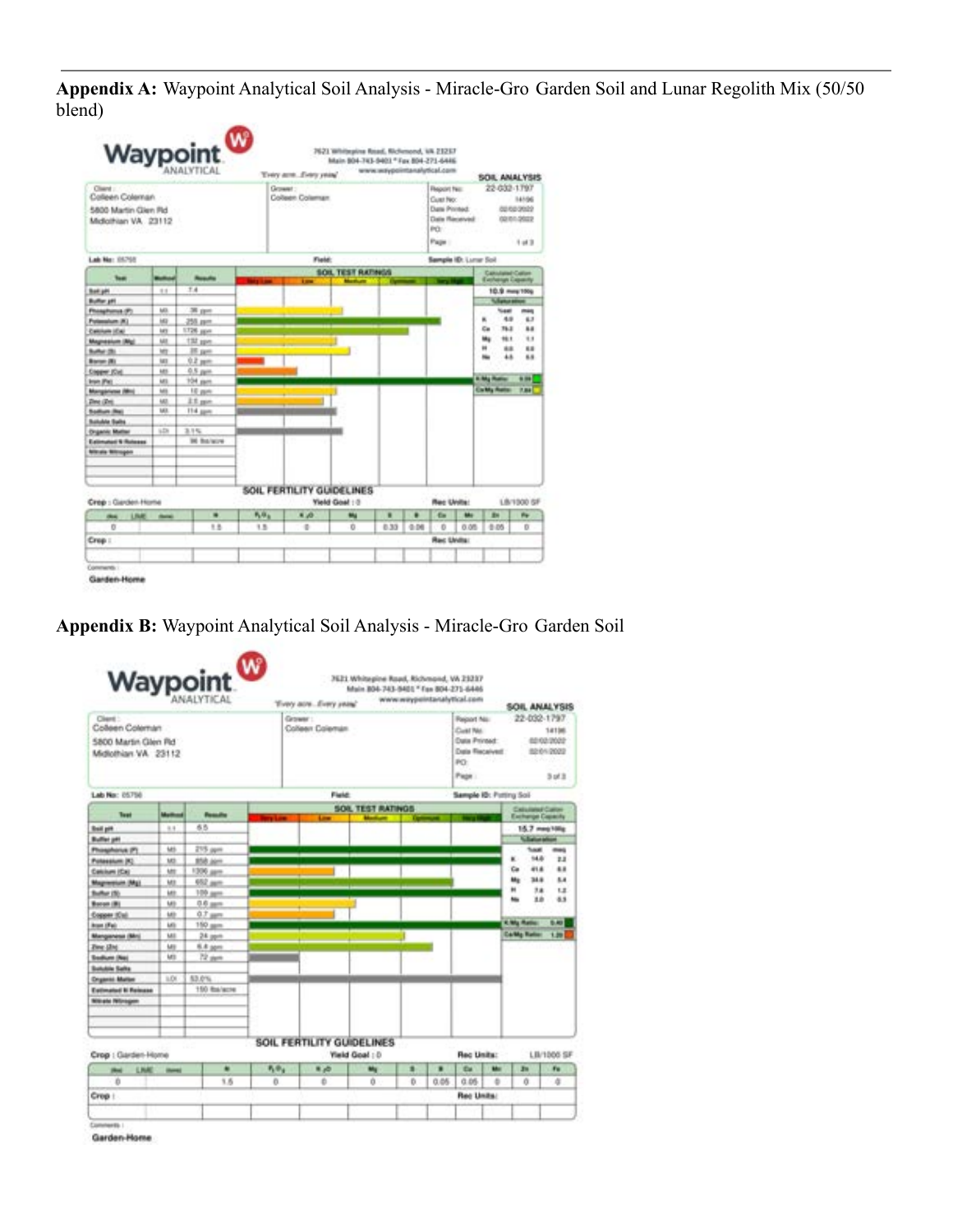**Appendix A:** Waypoint Analytical Soil Analysis - Miracle-Gro Garden Soil and Lunar Regolith Mix (50/50 blend)

**Waypoint ANALYTICAL**

7621 Whitepine Road, Richmond, VA 23237
Main 804-743-9401 * Fax 804-271-6446
www.waypointanalytical.com

"Every acre...Every year"

**SOIL ANALYSIS**

Client: Colleen Coleman, 5800 Martin Glen Rd, Midlothian VA 23112

Grower: Colleen Coleman

Report No: 22-032-1797
Cust No: 14196
Date Printed: 02/02/2022
Date Received: 02/01/2022
PO:
Page: 1 of 3

Lab No: 05755 | Field: | Sample ID: Lunar Soil

| Test | Method | Results |
|---|---|---|
| Soil pH | 1:1 | 7.4 |
| Buffer pH | | |
| Phosphorus (P) | M3 | 38 ppm |
| Potassium (K) | M3 | 255 ppm |
| Calcium (Ca) | M3 | 1726 ppm |
| Magnesium (Mg) | M3 | 132 ppm |
| Sulfur (S) | M3 | 35 ppm |
| Boron (B) | M3 | 0.2 ppm |
| Copper (Cu) | M3 | 0.5 ppm |
| Iron (Fe) | M3 | 104 ppm |
| Manganese (Mn) | M3 | 10 ppm |
| Zinc (Zn) | M3 | 2.5 ppm |
| Sodium (Na) | M3 | 114 ppm |
| Soluble Salts | | |
| Organic Matter | LOI | 3.1% |
| Estimated N Release | | 96 lbs/acre |
| Nitrate Nitrogen | | |

Calculated Cation Exchange Capacity: 10.9 meq/100g

| %Saturation | %sat | meq |
|---|---|---|
| K | 6.0 | 0.7 |
| Ca | 79.2 | 8.6 |
| Mg | 10.1 | 1.1 |
| H | 0.0 | 0.0 |
| Na | 4.5 | 0.5 |

K:Mg Ratio: 0.59
Ca:Mg Ratio: 7.84

**SOIL FERTILITY GUIDELINES**

Crop: Garden-Home | Yield Goal: 0 | Rec Units: LB/1000 SF

| (lbs) LIME (tons) | N | $P_2O_5$ | $K_2O$ | Mg | S | B | Cu | Mn | Zn | Fe |
|---|---|---|---|---|---|---|---|---|---|---|
| 0 | 1.5 | 1.5 | 0 | 0 | 0.33 | 0.06 | 0 | 0.05 | 0.05 | 0 |

Crop: | Rec Units:

Comments: Garden-Home

**Appendix B:** Waypoint Analytical Soil Analysis - Miracle-Gro Garden Soil

**Waypoint ANALYTICAL**

7621 Whitepine Road, Richmond, VA 23237
Main 804-743-9401 * Fax 804-271-6446
www.waypointanalytical.com

"Every acre...Every year"

**SOIL ANALYSIS**

Client: Colleen Coleman, 5800 Martin Glen Rd, Midlothian VA 23112

Grower: Colleen Coleman

Report No: 22-032-1797
Cust No: 14196
Date Printed: 02/02/2022
Date Received: 02/01/2022
PO:
Page: 3 of 3

Lab No: 05756 | Field: | Sample ID: Potting Soil

| Test | Method | Results |
|---|---|---|
| Soil pH | 1:1 | 6.5 |
| Buffer pH | | |
| Phosphorus (P) | M3 | 215 ppm |
| Potassium (K) | M3 | 858 ppm |
| Calcium (Ca) | M3 | 1306 ppm |
| Magnesium (Mg) | M3 | 652 ppm |
| Sulfur (S) | M3 | 109 ppm |
| Boron (B) | M3 | 0.6 ppm |
| Copper (Cu) | M3 | 0.7 ppm |
| Iron (Fe) | M3 | 150 ppm |
| Manganese (Mn) | M3 | 24 ppm |
| Zinc (Zn) | M3 | 6.4 ppm |
| Sodium (Na) | M3 | 72 ppm |
| Soluble Salts | | |
| Organic Matter | LOI | 53.0% |
| Estimated N Release | | 150 lbs/acre |
| Nitrate Nitrogen | | |

Calculated Cation Exchange Capacity: 15.7 meq/100g

| %Saturation | %sat | meq |
|---|---|---|
| K | 14.0 | 2.2 |
| Ca | 41.6 | 6.5 |
| Mg | 34.6 | 5.4 |
| H | 7.8 | 1.2 |
| Na | 2.0 | 0.3 |

K:Mg Ratio: 0.40
Ca:Mg Ratio: 1.20

**SOIL FERTILITY GUIDELINES**

Crop: Garden-Home | Yield Goal: 0 | Rec Units: LB/1000 SF

| (lbs) LIME (tons) | N | $P_2O_5$ | $K_2O$ | Mg | S | B | Cu | Mn | Zn | Fe |
|---|---|---|---|---|---|---|---|---|---|---|
| 0 | 1.5 | 0 | 0 | 0 | 0 | 0.05 | 0.05 | 0 | 0 | 0 |

Crop: | Rec Units:

Comments: Garden-Home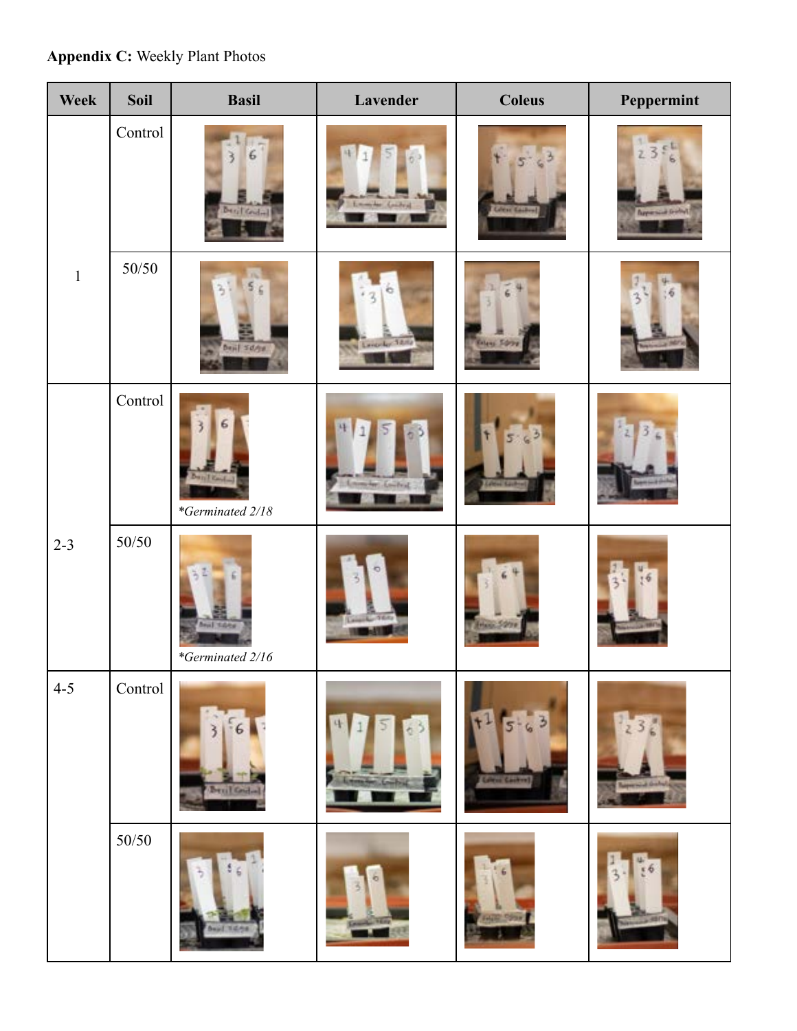**Appendix C:** Weekly Plant Photos

| Week | Soil | Basil | Lavender | Coleus | Peppermint |
|---|---|---|---|---|---|
| 1 | Control | | | | |
| | 50/50 | | | | |
| 2-3 | Control | *\*Germinated 2/18* | | | |
| | 50/50 | *\*Germinated 2/16* | | | |
| 4-5 | Control | | | | |
| | 50/50 | | | | |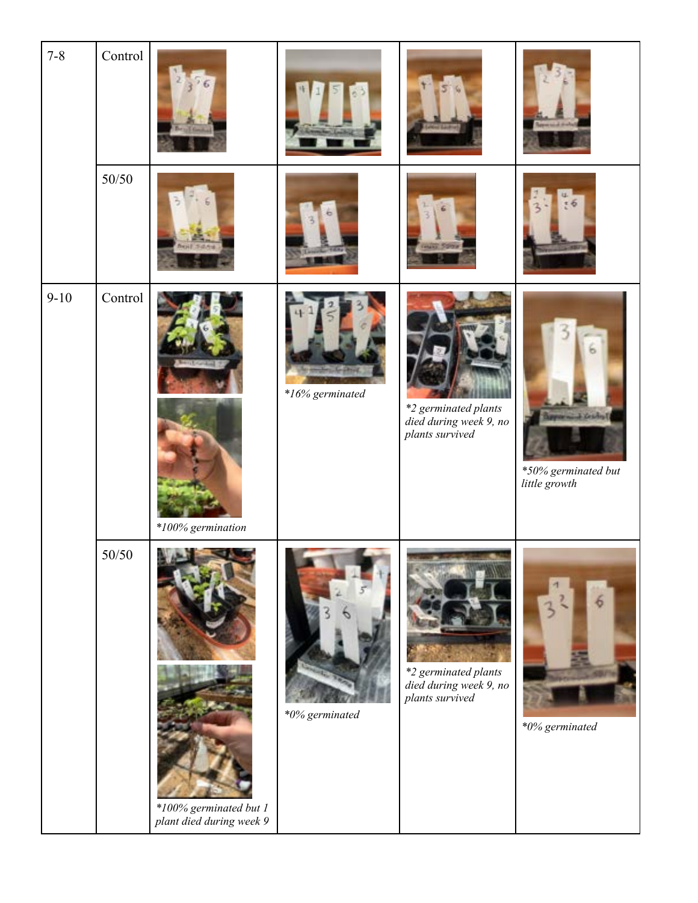| 7-8 | Control | | | | |
|---|---|---|---|---|---|
| | 50/50 | | | | |
| 9-10 | Control | *100% germination | *16% germinated | *2 germinated plants died during week 9, no plants survived | *50% germinated but little growth |
| | 50/50 | *100% germinated but 1 plant died during week 9 | *0% germinated | *2 germinated plants died during week 9, no plants survived | *0% germinated |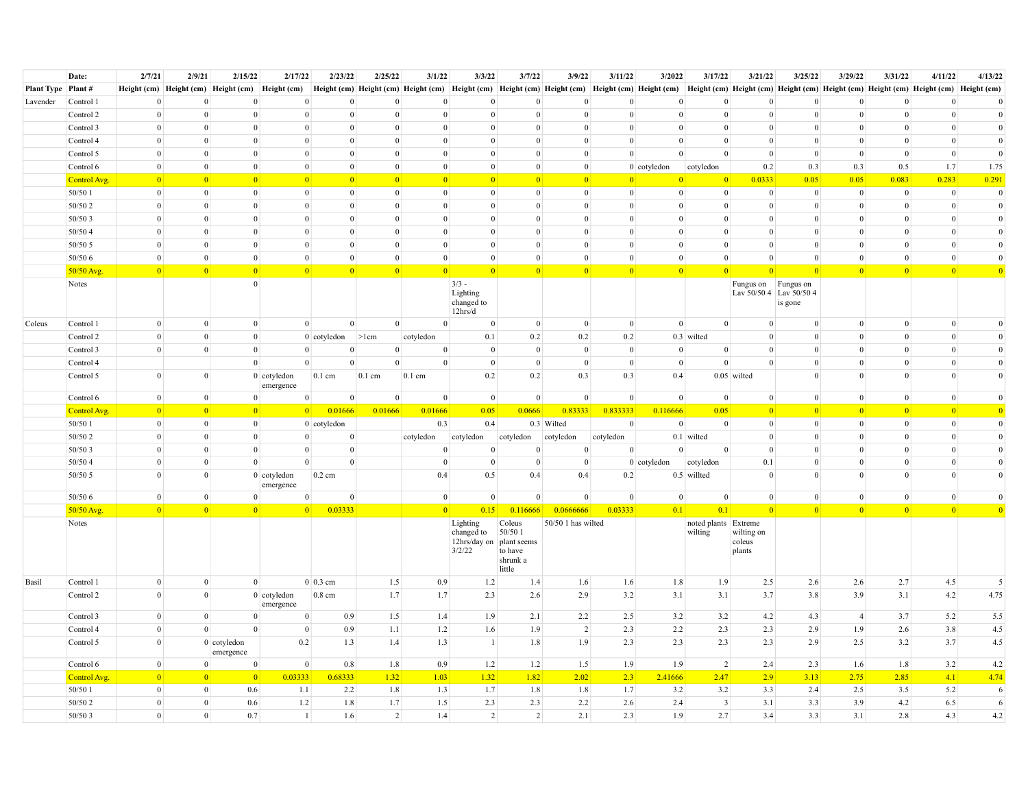| | Date: | 2/7/21 | 2/9/21 | 2/15/22 | 2/17/22 | 2/23/22 | 2/25/22 | 3/1/22 | 3/3/22 | 3/7/22 | 3/9/22 | 3/11/22 | 3/2022 | 3/17/22 | 3/21/22 | 3/25/22 | 3/29/22 | 3/31/22 | 4/11/22 | 4/13/22 |
|---|---|---|---|---|---|---|---|---|---|---|---|---|---|---|---|---|---|---|---|---|
| Plant Type | Plant # | Height (cm) | Height (cm) | Height (cm) | Height (cm) | Height (cm) | Height (cm) | Height (cm) | Height (cm) | Height (cm) | Height (cm) | Height (cm) | Height (cm) | Height (cm) | Height (cm) | Height (cm) | Height (cm) | Height (cm) | Height (cm) | Height (cm) |
| Lavender | Control 1 | 0 | 0 | 0 | 0 | 0 | 0 | 0 | 0 | 0 | 0 | 0 | 0 | 0 | 0 | 0 | 0 | 0 | 0 | 0 |
| | Control 2 | 0 | 0 | 0 | 0 | 0 | 0 | 0 | 0 | 0 | 0 | 0 | 0 | 0 | 0 | 0 | 0 | 0 | 0 | 0 |
| | Control 3 | 0 | 0 | 0 | 0 | 0 | 0 | 0 | 0 | 0 | 0 | 0 | 0 | 0 | 0 | 0 | 0 | 0 | 0 | 0 |
| | Control 4 | 0 | 0 | 0 | 0 | 0 | 0 | 0 | 0 | 0 | 0 | 0 | 0 | 0 | 0 | 0 | 0 | 0 | 0 | 0 |
| | Control 5 | 0 | 0 | 0 | 0 | 0 | 0 | 0 | 0 | 0 | 0 | 0 | 0 | 0 | 0 | 0 | 0 | 0 | 0 | 0 |
| | Control 6 | 0 | 0 | 0 | 0 | 0 | 0 | 0 | 0 | 0 | 0 | 0 | cotyledon | cotyledon | 0.2 | 0.3 | 0.3 | 0.5 | 1.7 | 1.75 |
| | Control Avg. | 0 | 0 | 0 | 0 | 0 | 0 | 0 | 0 | 0 | 0 | 0 | 0 | 0 | 0.0333 | 0.05 | 0.05 | 0.083 | 0.283 | 0.291 |
| | 50/50 1 | 0 | 0 | 0 | 0 | 0 | 0 | 0 | 0 | 0 | 0 | 0 | 0 | 0 | 0 | 0 | 0 | 0 | 0 | 0 |
| | 50/50 2 | 0 | 0 | 0 | 0 | 0 | 0 | 0 | 0 | 0 | 0 | 0 | 0 | 0 | 0 | 0 | 0 | 0 | 0 | 0 |
| | 50/50 3 | 0 | 0 | 0 | 0 | 0 | 0 | 0 | 0 | 0 | 0 | 0 | 0 | 0 | 0 | 0 | 0 | 0 | 0 | 0 |
| | 50/50 4 | 0 | 0 | 0 | 0 | 0 | 0 | 0 | 0 | 0 | 0 | 0 | 0 | 0 | 0 | 0 | 0 | 0 | 0 | 0 |
| | 50/50 5 | 0 | 0 | 0 | 0 | 0 | 0 | 0 | 0 | 0 | 0 | 0 | 0 | 0 | 0 | 0 | 0 | 0 | 0 | 0 |
| | 50/50 6 | 0 | 0 | 0 | 0 | 0 | 0 | 0 | 0 | 0 | 0 | 0 | 0 | 0 | 0 | 0 | 0 | 0 | 0 | 0 |
| | 50/50 Avg. | 0 | 0 | 0 | 0 | 0 | 0 | 0 | 0 | 0 | 0 | 0 | 0 | 0 | 0 | 0 | 0 | 0 | 0 | 0 |
| | Notes | | | 0 | | | | | 3/3 - Lighting changed to 12hrs/d | | | | | | Fungus on Lav 50/50 4 | Fungus on Lav 50/50 4 is gone | | | | |
| Coleus | Control 1 | 0 | 0 | 0 | 0 | 0 | 0 | 0 | 0 | 0 | 0 | 0 | 0 | 0 | | 0 | 0 | 0 | 0 | 0 |
| | Control 2 | 0 | 0 | 0 | 0 | cotyledon | >1cm | cotyledon | 0.1 | 0.2 | 0.2 | 0.2 | 0.3 | wilted | 0 | 0 | 0 | 0 | 0 | 0 |
| | Control 3 | 0 | 0 | 0 | 0 | 0 | 0 | 0 | 0 | 0 | 0 | 0 | 0 | 0 | 0 | 0 | 0 | 0 | 0 | 0 |
| | Control 4 | | | 0 | 0 | 0 | | 0 | 0 | 0 | 0 | 0 | 0 | 0 | 0 | 0 | 0 | 0 | 0 | 0 |
| | Control 5 | 0 | 0 | 0 | cotyledon emergence | 0.1 cm | 0.1 cm | 0.1 cm | 0.2 | 0.2 | 0.3 | 0.3 | 0.4 | 0.05 | wilted | 0 | 0 | 0 | 0 | 0 |
| | Control 6 | 0 | 0 | 0 | 0 | 0 | 0 | 0 | 0 | 0 | 0 | 0 | 0 | 0 | 0 | 0 | 0 | 0 | 0 | 0 |
| | Control Avg. | 0 | 0 | 0 | 0 | 0.01666 | 0.01666 | 0.01666 | 0.05 | 0.0666 | 0.83333 | 0.833333 | 0.116666 | 0.05 | 0 | 0 | 0 | 0 | 0 | 0 |
| | 50/50 1 | 0 | 0 | 0 | 0 | cotyledon | | 0.3 | 0.4 | 0.3 | Wilted | 0 | 0 | 0 | 0 | 0 | 0 | 0 | 0 | 0 |
| | 50/50 2 | 0 | 0 | 0 | 0 | 0 | | cotyledon | cotyledon | cotyledon | cotyledon | cotyledon | 0.1 | wilted | 0 | 0 | 0 | 0 | 0 | 0 |
| | 50/50 3 | 0 | 0 | 0 | 0 | 0 | | 0 | 0 | 0 | 0 | 0 | 0 | 0 | 0 | 0 | 0 | 0 | 0 | 0 |
| | 50/50 4 | 0 | 0 | 0 | 0 | 0 | | 0 | 0 | 0 | 0 | 0 | cotyledon | cotyledon | 0.1 | 0 | 0 | 0 | 0 | 0 |
| | 50/50 5 | 0 | 0 | 0 | cotyledon emergence | 0.2 cm | | 0.4 | 0.5 | 0.4 | 0.4 | 0.2 | 0.5 | willted | 0 | 0 | 0 | 0 | 0 | 0 |
| | 50/50 6 | 0 | 0 | 0 | 0 | 0 | | 0 | 0 | 0 | 0 | 0 | 0 | 0 | 0 | 0 | 0 | 0 | 0 | 0 |
| | 50/50 Avg. | 0 | 0 | 0 | 0 | 0.03333 | | 0 | 0.15 | 0.116666 | 0.0666666 | 0.03333 | 0.1 | 0.1 | 0 | 0 | 0 | 0 | 0 | 0 |
| | Notes | | | | | | | | Lighting changed to 12hrs/day on 3/2/22 | Coleus 50/50 1 plant seems to have shrunk a little | 50/50 1 has wilted | | | noted plants wilting | Extreme wilting on coleus plants | | | | | |
| Basil | Control 1 | 0 | 0 | 0 | 0 | 0.3 cm | 1.5 | 0.9 | 1.2 | 1.4 | 1.6 | 1.6 | 1.8 | 1.9 | 2.5 | 2.6 | 2.6 | 2.7 | 4.5 | 5 |
| | Control 2 | 0 | 0 | 0 | cotyledon emergence | 0.8 cm | 1.7 | 1.7 | 2.3 | 2.6 | 2.9 | 3.2 | 3.1 | 3.1 | 3.7 | 3.8 | 3.9 | 3.1 | 4.2 | 4.75 |
| | Control 3 | 0 | 0 | 0 | 0 | 0.9 | 1.5 | 1.4 | 1.9 | 2.1 | 2.2 | 2.5 | 3.2 | 3.2 | 4.2 | 4.3 | 4 | 3.7 | 5.2 | 5.5 |
| | Control 4 | 0 | 0 | 0 | 0 | 0.9 | 1.1 | 1.2 | 1.6 | 1.9 | 2 | 2.3 | 2.2 | 2.3 | 2.3 | 2.9 | 1.9 | 2.6 | 3.8 | 4.5 |
| | Control 5 | 0 | 0 | cotyledon emergence | 0.2 | 1.3 | 1.4 | 1.3 | 1 | 1.8 | 1.9 | 2.3 | 2.3 | 2.3 | 2.3 | 2.9 | 2.5 | 3.2 | 3.7 | 4.5 |
| | Control 6 | 0 | 0 | 0 | 0 | 0.8 | 1.8 | 0.9 | 1.2 | 1.2 | 1.5 | 1.9 | 1.9 | 2 | 2.4 | 2.3 | 1.6 | 1.8 | 3.2 | 4.2 |
| | Control Avg. | 0 | 0 | 0 | 0.03333 | 0.68333 | 1.32 | 1.03 | 1.32 | 1.82 | 2.02 | 2.3 | 2.41666 | 2.47 | 2.9 | 3.13 | 2.75 | 2.85 | 4.1 | 4.74 |
| | 50/50 1 | 0 | 0 | 0.6 | 1.1 | 2.2 | 1.8 | 1.3 | 1.7 | 1.8 | 1.8 | 1.7 | 3.2 | 3.2 | 3.3 | 2.4 | 2.5 | 3.5 | 5.2 | 6 |
| | 50/50 2 | 0 | 0 | 0.6 | 1.2 | 1.8 | 1.7 | 1.5 | 2.3 | 2.3 | 2.2 | 2.6 | 2.4 | 3 | 3.1 | 3.3 | 3.9 | 4.2 | 6.5 | 6 |
| | 50/50 3 | 0 | 0 | 0.7 | 1 | 1.6 | 2 | 1.4 | 2 | 2 | 2.1 | 2.3 | 1.9 | 2.7 | 3.4 | 3.3 | 3.1 | 2.8 | 4.3 | 4.2 |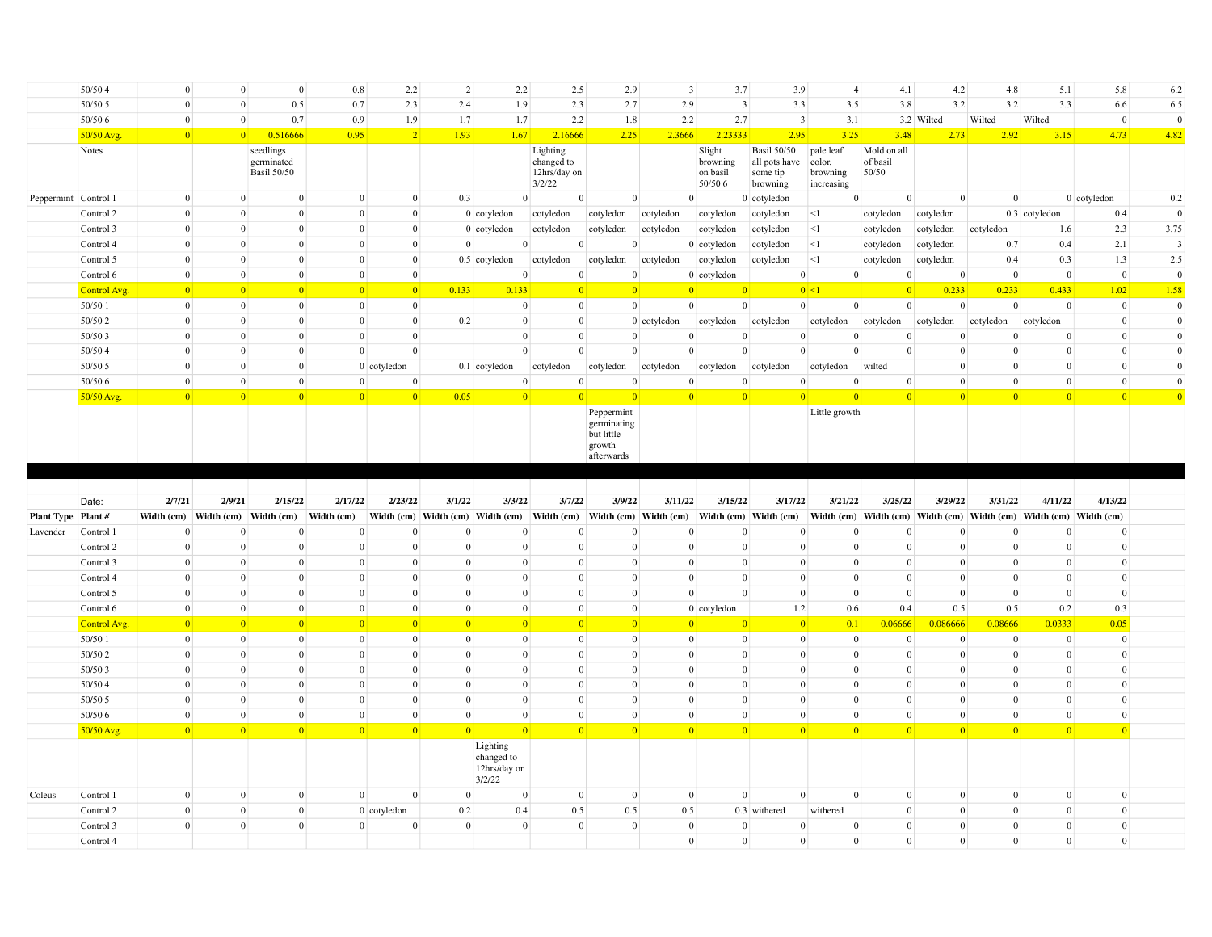| | | | | | | | | | | | | | | | | | | | | |
|---|---|---|---|---|---|---|---|---|---|---|---|---|---|---|---|---|---|---|---|---|
| | 50/50 4 | 0 | 0 | 0 | 0.8 | 2.2 | 2 | 2.2 | 2.5 | 2.9 | 3 | 3.7 | 3.9 | 4 | 4.1 | 4.2 | 4.8 | 5.1 | 5.8 | 6.2 |
| | 50/50 5 | 0 | 0 | 0.5 | 0.7 | 2.3 | 2.4 | 1.9 | 2.3 | 2.7 | 2.9 | 3 | 3.3 | 3.5 | 3.8 | 3.2 | 3.2 | 3.3 | 6.6 | 6.5 |
| | 50/50 6 | 0 | 0 | 0.7 | 0.9 | 1.9 | 1.7 | 1.7 | 2.2 | 1.8 | 2.2 | 2.7 | 3 | 3.1 | 3.2 | Wilted | Wilted | Wilted | 0 | 0 |
| | 50/50 Avg. | 0 | 0 | 0.516666 | 0.95 | 2 | 1.93 | 1.67 | 2.16666 | 2.25 | 2.3666 | 2.23333 | 2.95 | 3.25 | 3.48 | 2.73 | 2.92 | 3.15 | 4.73 | 4.82 |
| | Notes | | | seedlings germinated Basil 50/50 | | | | | Lighting changed to 12hrs/day on 3/2/22 | | | Slight browning on basil 50/50 6 | Basil 50/50 all pots have some tip browning | pale leaf color, browning increasing | Mold on all of basil 50/50 | | | | | |
| Peppermint | Control 1 | 0 | 0 | 0 | 0 | 0 | 0.3 | 0 | 0 | 0 | 0 | 0 | cotyledon | 0 | 0 | 0 | 0 | 0 | cotyledon | 0.2 |
| | Control 2 | 0 | 0 | 0 | 0 | 0 | 0 | cotyledon | cotyledon | cotyledon | cotyledon | cotyledon | cotyledon | <1 | cotyledon | cotyledon | 0.3 | cotyledon | 0.4 | 0 |
| | Control 3 | 0 | 0 | 0 | 0 | 0 | 0 | cotyledon | cotyledon | cotyledon | cotyledon | cotyledon | cotyledon | <1 | cotyledon | cotyledon | cotyledon | 1.6 | 2.3 | 3.75 |
| | Control 4 | 0 | 0 | 0 | 0 | 0 | 0 | 0 | 0 | 0 | 0 | cotyledon | cotyledon | <1 | cotyledon | cotyledon | 0.7 | 0.4 | 2.1 | 3 |
| | Control 5 | 0 | 0 | 0 | 0 | 0 | 0.5 | cotyledon | cotyledon | cotyledon | cotyledon | cotyledon | cotyledon | <1 | cotyledon | cotyledon | 0.4 | 0.3 | 1.3 | 2.5 |
| | Control 6 | 0 | 0 | 0 | 0 | 0 | | 0 | 0 | 0 | 0 | cotyledon | 0 | 0 | 0 | 0 | 0 | 0 | 0 | 0 |
| | Control Avg. | 0 | 0 | 0 | 0 | 0 | 0.133 | 0.133 | 0 | 0 | 0 | 0 | 0 | <1 | 0 | 0.233 | 0.233 | 0.433 | 1.02 | 1.58 |
| | 50/50 1 | 0 | 0 | 0 | 0 | 0 | | 0 | 0 | 0 | 0 | 0 | 0 | 0 | 0 | 0 | 0 | 0 | 0 | 0 |
| | 50/50 2 | 0 | 0 | 0 | 0 | 0 | 0.2 | 0 | 0 | 0 | cotyledon | cotyledon | cotyledon | cotyledon | cotyledon | cotyledon | cotyledon | cotyledon | 0 | 0 |
| | 50/50 3 | 0 | 0 | 0 | 0 | 0 | | 0 | 0 | 0 | 0 | 0 | 0 | 0 | 0 | 0 | 0 | 0 | 0 | 0 |
| | 50/50 4 | 0 | 0 | 0 | 0 | 0 | | 0 | 0 | 0 | 0 | 0 | 0 | 0 | 0 | 0 | 0 | 0 | 0 | 0 |
| | 50/50 5 | 0 | 0 | 0 | 0 | cotyledon | 0.1 | cotyledon | cotyledon | cotyledon | cotyledon | cotyledon | cotyledon | cotyledon | wilted | 0 | 0 | 0 | 0 | 0 |
| | 50/50 6 | 0 | 0 | 0 | 0 | 0 | | 0 | 0 | 0 | 0 | 0 | 0 | 0 | 0 | 0 | 0 | 0 | 0 | 0 |
| | 50/50 Avg. | 0 | 0 | 0 | 0 | 0 | 0.05 | 0 | 0 | 0 | 0 | 0 | 0 | 0 | 0 | 0 | 0 | 0 | 0 | 0 |
| | | | | | | | | | | Peppermint germinating but little growth afterwards | | | | Little growth | | | | | | |

| | Date: | 2/7/21 | 2/9/21 | 2/15/22 | 2/17/22 | 2/23/22 | 3/1/22 | 3/3/22 | 3/7/22 | 3/9/22 | 3/11/22 | 3/15/22 | 3/17/22 | 3/21/22 | 3/25/22 | 3/29/22 | 3/31/22 | 4/11/22 | 4/13/22 | |
|---|---|---|---|---|---|---|---|---|---|---|---|---|---|---|---|---|---|---|---|---|
| **Plant Type** | **Plant #** | **Width (cm)** | **Width (cm)** | **Width (cm)** | **Width (cm)** | **Width (cm)** | **Width (cm)** | **Width (cm)** | **Width (cm)** | **Width (cm)** | **Width (cm)** | **Width (cm)** | **Width (cm)** | **Width (cm)** | **Width (cm)** | **Width (cm)** | **Width (cm)** | **Width (cm)** | **Width (cm)** | |
| Lavender | Control 1 | 0 | 0 | 0 | 0 | 0 | 0 | 0 | 0 | 0 | 0 | 0 | 0 | 0 | 0 | 0 | 0 | 0 | 0 | |
| | Control 2 | 0 | 0 | 0 | 0 | 0 | 0 | 0 | 0 | 0 | 0 | 0 | 0 | 0 | 0 | 0 | 0 | 0 | 0 | |
| | Control 3 | 0 | 0 | 0 | 0 | 0 | 0 | 0 | 0 | 0 | 0 | 0 | 0 | 0 | 0 | 0 | 0 | 0 | 0 | |
| | Control 4 | 0 | 0 | 0 | 0 | 0 | 0 | 0 | 0 | 0 | 0 | 0 | 0 | 0 | 0 | 0 | 0 | 0 | 0 | |
| | Control 5 | 0 | 0 | 0 | 0 | 0 | 0 | 0 | 0 | 0 | 0 | 0 | 0 | 0 | 0 | 0 | 0 | 0 | 0 | |
| | Control 6 | 0 | 0 | 0 | 0 | 0 | 0 | 0 | 0 | 0 | 0 | cotyledon | 1.2 | 0.6 | 0.4 | 0.5 | 0.5 | 0.2 | 0.3 | |
| | Control Avg. | 0 | 0 | 0 | 0 | 0 | 0 | 0 | 0 | 0 | 0 | 0 | 0 | 0.1 | 0.06666 | 0.086666 | 0.08666 | 0.0333 | 0.05 | |
| | 50/50 1 | 0 | 0 | 0 | 0 | 0 | 0 | 0 | 0 | 0 | 0 | 0 | 0 | 0 | 0 | 0 | 0 | 0 | 0 | |
| | 50/50 2 | 0 | 0 | 0 | 0 | 0 | 0 | 0 | 0 | 0 | 0 | 0 | 0 | 0 | 0 | 0 | 0 | 0 | 0 | |
| | 50/50 3 | 0 | 0 | 0 | 0 | 0 | 0 | 0 | 0 | 0 | 0 | 0 | 0 | 0 | 0 | 0 | 0 | 0 | 0 | |
| | 50/50 4 | 0 | 0 | 0 | 0 | 0 | 0 | 0 | 0 | 0 | 0 | 0 | 0 | 0 | 0 | 0 | 0 | 0 | 0 | |
| | 50/50 5 | 0 | 0 | 0 | 0 | 0 | 0 | 0 | 0 | 0 | 0 | 0 | 0 | 0 | 0 | 0 | 0 | 0 | 0 | |
| | 50/50 6 | 0 | 0 | 0 | 0 | 0 | 0 | 0 | 0 | 0 | 0 | 0 | 0 | 0 | 0 | 0 | 0 | 0 | 0 | |
| | 50/50 Avg. | 0 | 0 | 0 | 0 | 0 | 0 | 0 | 0 | 0 | 0 | 0 | 0 | 0 | 0 | 0 | 0 | 0 | 0 | |
| | | | | | | | | Lighting changed to 12hrs/day on 3/2/22 | | | | | | | | | | | | |
| Coleus | Control 1 | 0 | 0 | 0 | 0 | 0 | 0 | 0 | 0 | 0 | 0 | 0 | 0 | 0 | 0 | 0 | 0 | 0 | 0 | |
| | Control 2 | 0 | 0 | 0 | 0 | cotyledon | 0.2 | 0.4 | 0.5 | 0.5 | 0.5 | 0.3 | withered | withered | 0 | 0 | 0 | 0 | 0 | |
| | Control 3 | 0 | 0 | 0 | 0 | 0 | 0 | 0 | 0 | 0 | 0 | 0 | 0 | 0 | 0 | 0 | 0 | 0 | 0 | |
| | Control 4 | | | | | | | | | | 0 | 0 | 0 | 0 | 0 | 0 | 0 | 0 | 0 | |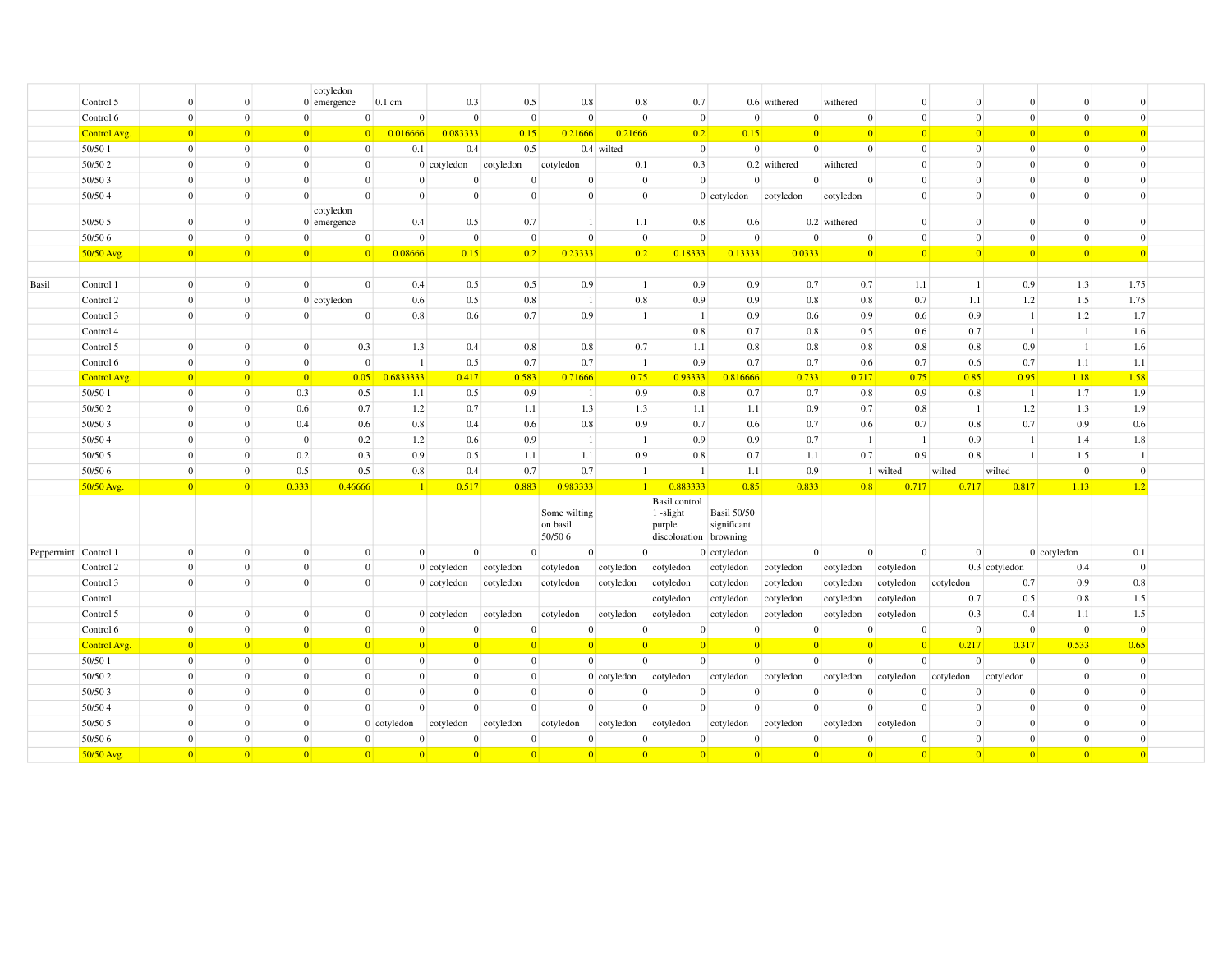| | | | | | | | | | | | | | | | | | | | |
|---|---|---|---|---|---|---|---|---|---|---|---|---|---|---|---|---|---|---|---|
| | Control 5 | 0 | 0 | 0 | cotyledon emergence | 0.1 cm | 0.3 | 0.5 | 0.8 | 0.8 | 0.7 | 0.6 | withered | withered | 0 | 0 | 0 | 0 | 0 |
| | Control 6 | 0 | 0 | 0 | 0 | 0 | 0 | 0 | 0 | 0 | 0 | 0 | 0 | 0 | 0 | 0 | 0 | 0 | 0 |
| | Control Avg. | 0 | 0 | 0 | 0 | 0.016666 | 0.083333 | 0.15 | 0.21666 | 0.21666 | 0.2 | 0.15 | 0 | 0 | 0 | 0 | 0 | 0 | 0 |
| | 50/50 1 | 0 | 0 | 0 | 0 | 0.1 | 0.4 | 0.5 | 0.4 | wilted | 0 | 0 | 0 | 0 | 0 | 0 | 0 | 0 | 0 |
| | 50/50 2 | 0 | 0 | 0 | 0 | 0 | cotyledon | cotyledon | cotyledon | 0.1 | 0.3 | 0.2 | withered | withered | 0 | 0 | 0 | 0 | 0 |
| | 50/50 3 | 0 | 0 | 0 | 0 | 0 | 0 | 0 | 0 | 0 | 0 | 0 | 0 | 0 | 0 | 0 | 0 | 0 | 0 |
| | 50/50 4 | 0 | 0 | 0 | 0 | 0 | 0 | 0 | 0 | 0 | 0 | cotyledon | cotyledon | cotyledon | 0 | 0 | 0 | 0 | 0 |
| | 50/50 5 | 0 | 0 | 0 | cotyledon emergence | 0.4 | 0.5 | 0.7 | 1 | 1.1 | 0.8 | 0.6 | 0.2 | withered | 0 | 0 | 0 | 0 | 0 |
| | 50/50 6 | 0 | 0 | 0 | 0 | 0 | 0 | 0 | 0 | 0 | 0 | 0 | 0 | 0 | 0 | 0 | 0 | 0 | 0 |
| | 50/50 Avg. | 0 | 0 | 0 | 0 | 0.08666 | 0.15 | 0.2 | 0.23333 | 0.2 | 0.18333 | 0.13333 | 0.0333 | 0 | 0 | 0 | 0 | 0 | 0 |
| | | | | | | | | | | | | | | | | | | | |
| Basil | Control 1 | 0 | 0 | 0 | 0 | 0.4 | 0.5 | 0.5 | 0.9 | 1 | 0.9 | 0.9 | 0.7 | 0.7 | 1.1 | 1 | 0.9 | 1.3 | 1.75 |
| | Control 2 | 0 | 0 | 0 | cotyledon | 0.6 | 0.5 | 0.8 | 1 | 0.8 | 0.9 | 0.9 | 0.8 | 0.8 | 0.7 | 1.1 | 1.2 | 1.5 | 1.75 |
| | Control 3 | 0 | 0 | 0 | 0 | 0.8 | 0.6 | 0.7 | 0.9 | 1 | 1 | 0.9 | 0.6 | 0.9 | 0.6 | 0.9 | 1 | 1.2 | 1.7 |
| | Control 4 | | | | | | | | | | 0.8 | 0.7 | 0.8 | 0.5 | 0.6 | 0.7 | 1 | 1 | 1.6 |
| | Control 5 | 0 | 0 | 0 | 0.3 | 1.3 | 0.4 | 0.8 | 0.8 | 0.7 | 1.1 | 0.8 | 0.8 | 0.8 | 0.8 | 0.8 | 0.9 | 1 | 1.6 |
| | Control 6 | 0 | 0 | 0 | 0 | 1 | 0.5 | 0.7 | 0.7 | 1 | 0.9 | 0.7 | 0.7 | 0.6 | 0.7 | 0.6 | 0.7 | 1.1 | 1.1 |
| | Control Avg. | 0 | 0 | 0 | 0.05 | 0.6833333 | 0.417 | 0.583 | 0.71666 | 0.75 | 0.93333 | 0.816666 | 0.733 | 0.717 | 0.75 | 0.85 | 0.95 | 1.18 | 1.58 |
| | 50/50 1 | 0 | 0 | 0.3 | 0.5 | 1.1 | 0.5 | 0.9 | 1 | 0.9 | 0.8 | 0.7 | 0.7 | 0.8 | 0.9 | 0.8 | 1 | 1.7 | 1.9 |
| | 50/50 2 | 0 | 0 | 0.6 | 0.7 | 1.2 | 0.7 | 1.1 | 1.3 | 1.3 | 1.1 | 1.1 | 0.9 | 0.7 | 0.8 | 1 | 1.2 | 1.3 | 1.9 |
| | 50/50 3 | 0 | 0 | 0.4 | 0.6 | 0.8 | 0.4 | 0.6 | 0.8 | 0.9 | 0.7 | 0.6 | 0.7 | 0.6 | 0.7 | 0.8 | 0.7 | 0.9 | 0.6 |
| | 50/50 4 | 0 | 0 | 0 | 0.2 | 1.2 | 0.6 | 0.9 | 1 | 1 | 0.9 | 0.9 | 0.7 | 1 | 1 | 0.9 | 1 | 1.4 | 1.8 |
| | 50/50 5 | 0 | 0 | 0.2 | 0.3 | 0.9 | 0.5 | 1.1 | 1.1 | 0.9 | 0.8 | 0.7 | 1.1 | 0.7 | 0.9 | 0.8 | 1 | 1.5 | 1 |
| | 50/50 6 | 0 | 0 | 0.5 | 0.5 | 0.8 | 0.4 | 0.7 | 0.7 | 1 | 1 | 1.1 | 0.9 | 1 | wilted | wilted | wilted | 0 | 0 |
| | 50/50 Avg. | 0 | 0 | 0.333 | 0.46666 | 1 | 0.517 | 0.883 | 0.983333 | 1 | 0.883333 | 0.85 | 0.833 | 0.8 | 0.717 | 0.717 | 0.817 | 1.13 | 1.2 |
| | | | | | | | | | Some wilting on basil 50/50 6 | | Basil control 1 -slight purple discoloration | Basil 50/50 significant browning | | | | | | | |
| Peppermint | Control 1 | 0 | 0 | 0 | 0 | 0 | 0 | 0 | 0 | 0 | 0 | cotyledon | 0 | 0 | 0 | 0 | 0 | cotyledon | 0.1 |
| | Control 2 | 0 | 0 | 0 | 0 | 0 | cotyledon | cotyledon | cotyledon | cotyledon | cotyledon | cotyledon | cotyledon | cotyledon | cotyledon | 0.3 | cotyledon | 0.4 | 0 |
| | Control 3 | 0 | 0 | 0 | 0 | 0 | cotyledon | cotyledon | cotyledon | cotyledon | cotyledon | cotyledon | cotyledon | cotyledon | cotyledon | cotyledon | 0.7 | 0.9 | 0.8 |
| | Control | | | | | | | | | | cotyledon | cotyledon | cotyledon | cotyledon | cotyledon | 0.7 | 0.5 | 0.8 | 1.5 |
| | Control 5 | 0 | 0 | 0 | 0 | 0 | cotyledon | cotyledon | cotyledon | cotyledon | cotyledon | cotyledon | cotyledon | cotyledon | cotyledon | 0.3 | 0.4 | 1.1 | 1.5 |
| | Control 6 | 0 | 0 | 0 | 0 | 0 | 0 | 0 | 0 | 0 | 0 | 0 | 0 | 0 | 0 | 0 | 0 | 0 | 0 |
| | Control Avg. | 0 | 0 | 0 | 0 | 0 | 0 | 0 | 0 | 0 | 0 | 0 | 0 | 0 | 0 | 0.217 | 0.317 | 0.533 | 0.65 |
| | 50/50 1 | 0 | 0 | 0 | 0 | 0 | 0 | 0 | 0 | 0 | 0 | 0 | 0 | 0 | 0 | 0 | 0 | 0 | 0 |
| | 50/50 2 | 0 | 0 | 0 | 0 | 0 | 0 | 0 | 0 | cotyledon | cotyledon | cotyledon | cotyledon | cotyledon | cotyledon | cotyledon | cotyledon | 0 | 0 |
| | 50/50 3 | 0 | 0 | 0 | 0 | 0 | 0 | 0 | 0 | 0 | 0 | 0 | 0 | 0 | 0 | 0 | 0 | 0 | 0 |
| | 50/50 4 | 0 | 0 | 0 | 0 | 0 | 0 | 0 | 0 | 0 | 0 | 0 | 0 | 0 | 0 | 0 | 0 | 0 | 0 |
| | 50/50 5 | 0 | 0 | 0 | 0 | cotyledon | cotyledon | cotyledon | cotyledon | cotyledon | cotyledon | cotyledon | cotyledon | cotyledon | cotyledon | 0 | 0 | 0 | 0 |
| | 50/50 6 | 0 | 0 | 0 | 0 | 0 | 0 | 0 | 0 | 0 | 0 | 0 | 0 | 0 | 0 | 0 | 0 | 0 | 0 |
| | 50/50 Avg. | 0 | 0 | 0 | 0 | 0 | 0 | 0 | 0 | 0 | 0 | 0 | 0 | 0 | 0 | 0 | 0 | 0 | 0 |